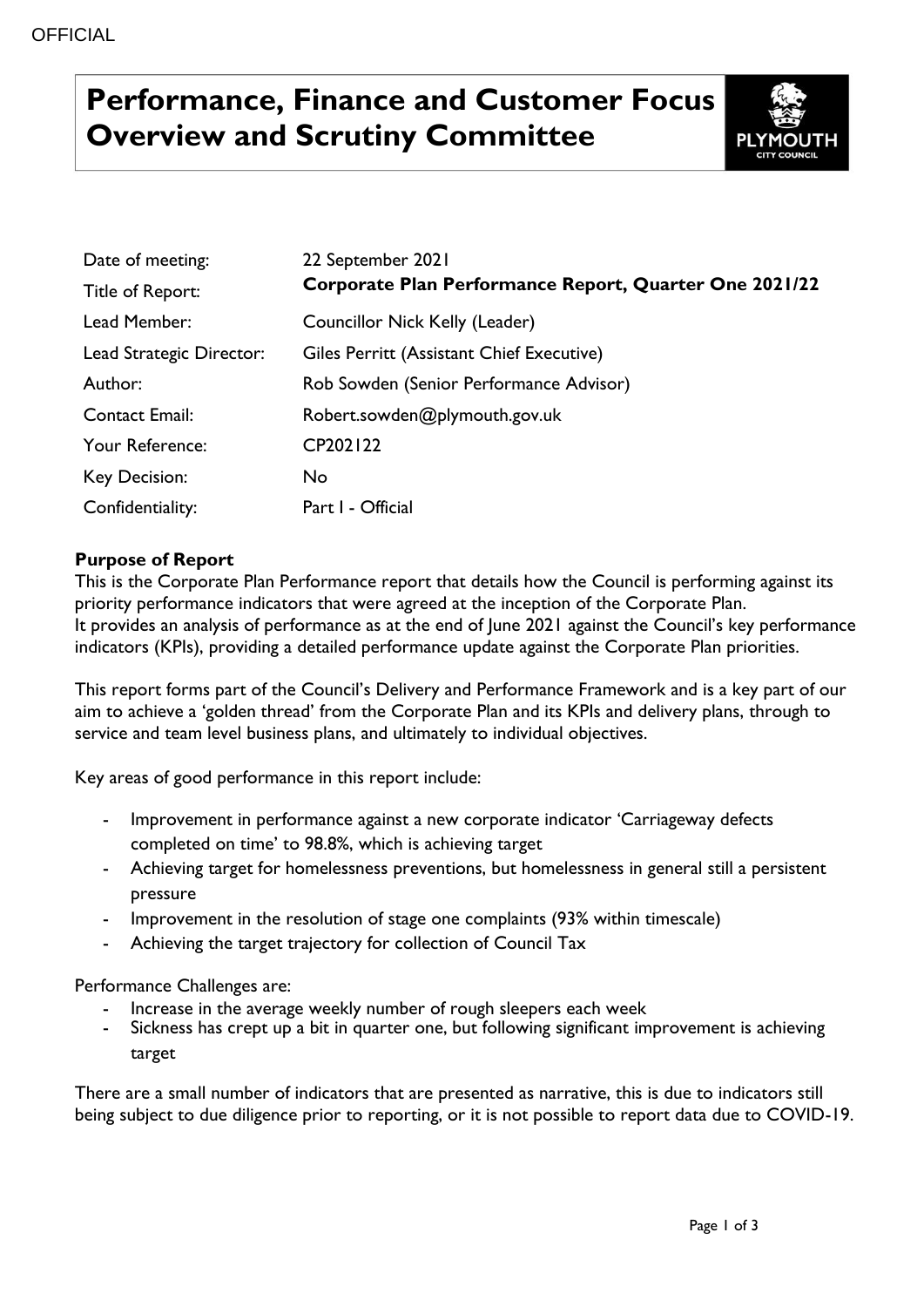OFFICIAL

# Performance, Finance and Customer Focus Overview and Scrutiny Committee

| | |
|---|---|
| Date of meeting: | 22 September 2021 |
| Title of Report: | **Corporate Plan Performance Report, Quarter One 2021/22** |
| Lead Member: | Councillor Nick Kelly (Leader) |
| Lead Strategic Director: | Giles Perritt (Assistant Chief Executive) |
| Author: | Rob Sowden (Senior Performance Advisor) |
| Contact Email: | Robert.sowden@plymouth.gov.uk |
| Your Reference: | CP202122 |
| Key Decision: | No |
| Confidentiality: | Part I - Official |

**Purpose of Report**

This is the Corporate Plan Performance report that details how the Council is performing against its priority performance indicators that were agreed at the inception of the Corporate Plan. It provides an analysis of performance as at the end of June 2021 against the Council's key performance indicators (KPIs), providing a detailed performance update against the Corporate Plan priorities.

This report forms part of the Council's Delivery and Performance Framework and is a key part of our aim to achieve a 'golden thread' from the Corporate Plan and its KPIs and delivery plans, through to service and team level business plans, and ultimately to individual objectives.

Key areas of good performance in this report include:

- Improvement in performance against a new corporate indicator 'Carriageway defects completed on time' to 98.8%, which is achieving target
- Achieving target for homelessness preventions, but homelessness in general still a persistent pressure
- Improvement in the resolution of stage one complaints (93% within timescale)
- Achieving the target trajectory for collection of Council Tax

Performance Challenges are:

- Increase in the average weekly number of rough sleepers each week
- Sickness has crept up a bit in quarter one, but following significant improvement is achieving target

There are a small number of indicators that are presented as narrative, this is due to indicators still being subject to due diligence prior to reporting, or it is not possible to report data due to COVID-19.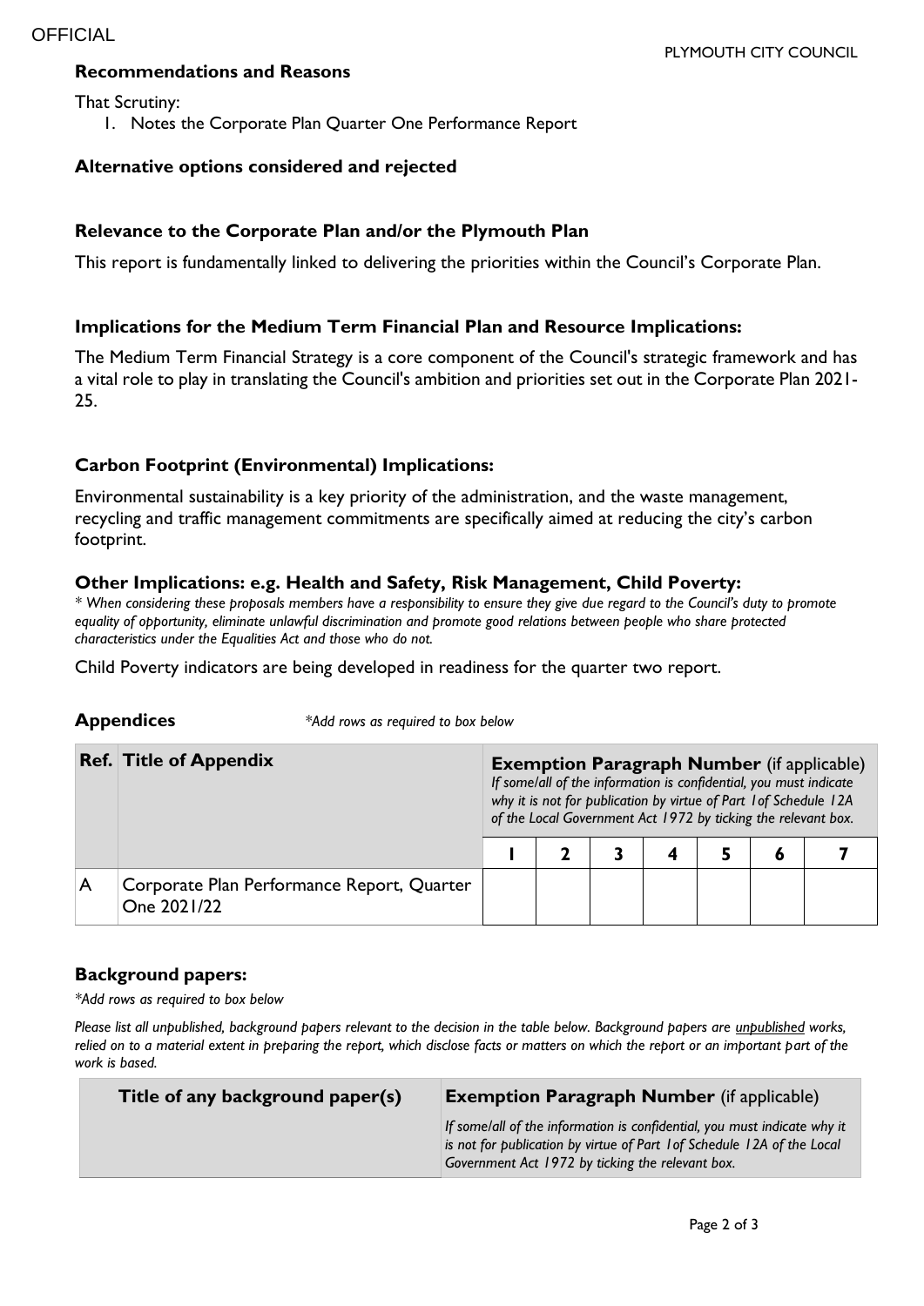OFFICIAL

PLYMOUTH CITY COUNCIL

## Recommendations and Reasons

That Scrutiny:

1. Notes the Corporate Plan Quarter One Performance Report

## Alternative options considered and rejected

## Relevance to the Corporate Plan and/or the Plymouth Plan

This report is fundamentally linked to delivering the priorities within the Council's Corporate Plan.

## Implications for the Medium Term Financial Plan and Resource Implications:

The Medium Term Financial Strategy is a core component of the Council's strategic framework and has a vital role to play in translating the Council's ambition and priorities set out in the Corporate Plan 2021-25.

## Carbon Footprint (Environmental) Implications:

Environmental sustainability is a key priority of the administration, and the waste management, recycling and traffic management commitments are specifically aimed at reducing the city's carbon footprint.

## Other Implications: e.g. Health and Safety, Risk Management, Child Poverty:

*\* When considering these proposals members have a responsibility to ensure they give due regard to the Council's duty to promote equality of opportunity, eliminate unlawful discrimination and promote good relations between people who share protected characteristics under the Equalities Act and those who do not.*

Child Poverty indicators are being developed in readiness for the quarter two report.

## Appendices

*\*Add rows as required to box below*

| Ref. | Title of Appendix | **Exemption Paragraph Number** (if applicable) *If some/all of the information is confidential, you must indicate why it is not for publication by virtue of Part 1of Schedule 12A of the Local Government Act 1972 by ticking the relevant box.* | | | | | | |
|---|---|---|---|---|---|---|---|---|
| | | **1** | **2** | **3** | **4** | **5** | **6** | **7** |
| A | Corporate Plan Performance Report, Quarter One 2021/22 | | | | | | | |

## Background papers:

*\*Add rows as required to box below*

*Please list all unpublished, background papers relevant to the decision in the table below. Background papers are unpublished works, relied on to a material extent in preparing the report, which disclose facts or matters on which the report or an important part of the work is based.*

| Title of any background paper(s) | **Exemption Paragraph Number** (if applicable) *If some/all of the information is confidential, you must indicate why it is not for publication by virtue of Part 1of Schedule 12A of the Local Government Act 1972 by ticking the relevant box.* |
|---|---|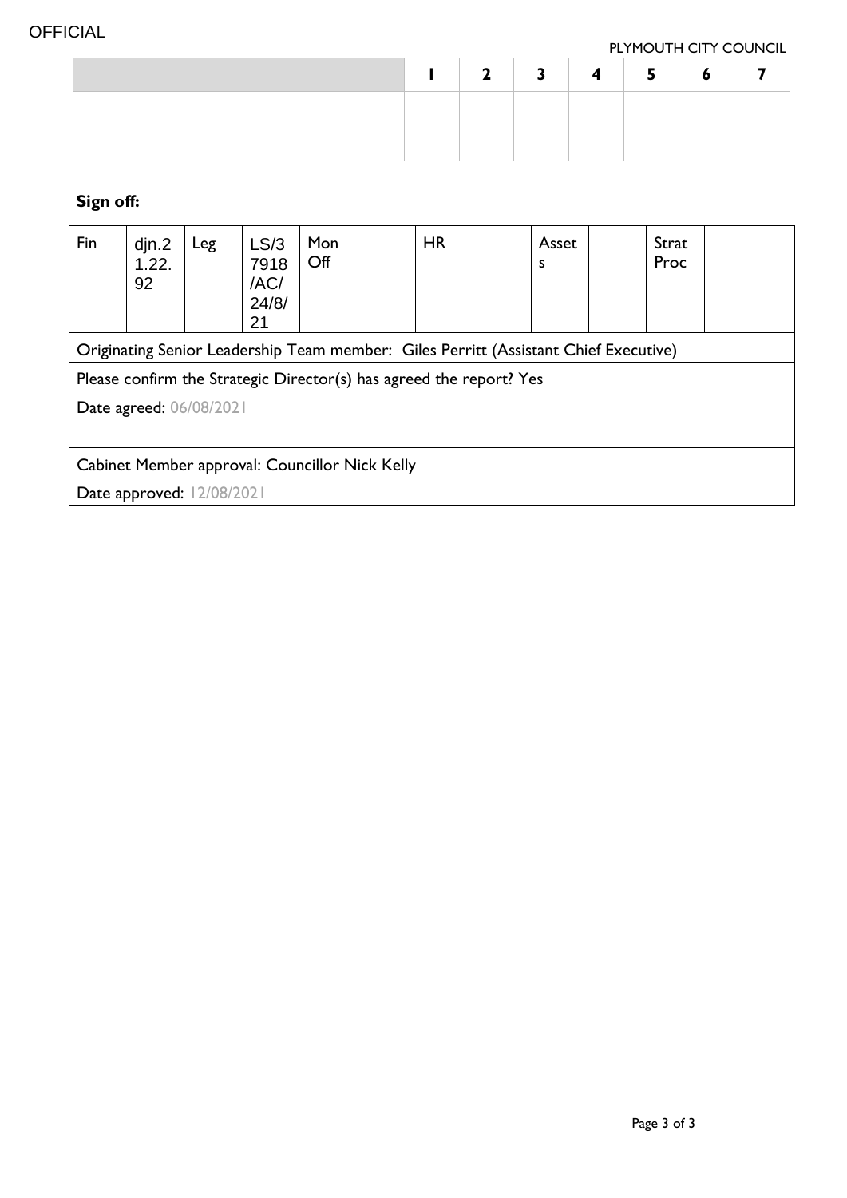| | I | 2 | 3 | 4 | 5 | 6 | 7 |
|---|---|---|---|---|---|---|---|
| | | | | | | | |
| | | | | | | | |

**Sign off:**

| Fin | djn.21.22.92 | Leg | LS/37918/AC/24/8/21 | Mon Off | | HR | | Assets | | Strat Proc | |
|---|---|---|---|---|---|---|---|---|---|---|---|
| Originating Senior Leadership Team member: Giles Perritt (Assistant Chief Executive) | | | | | | | | | | | |
| Please confirm the Strategic Director(s) has agreed the report? Yes<br>Date agreed: 06/08/2021 | | | | | | | | | | | |
| Cabinet Member approval: Councillor Nick Kelly<br>Date approved: 12/08/2021 | | | | | | | | | | | |